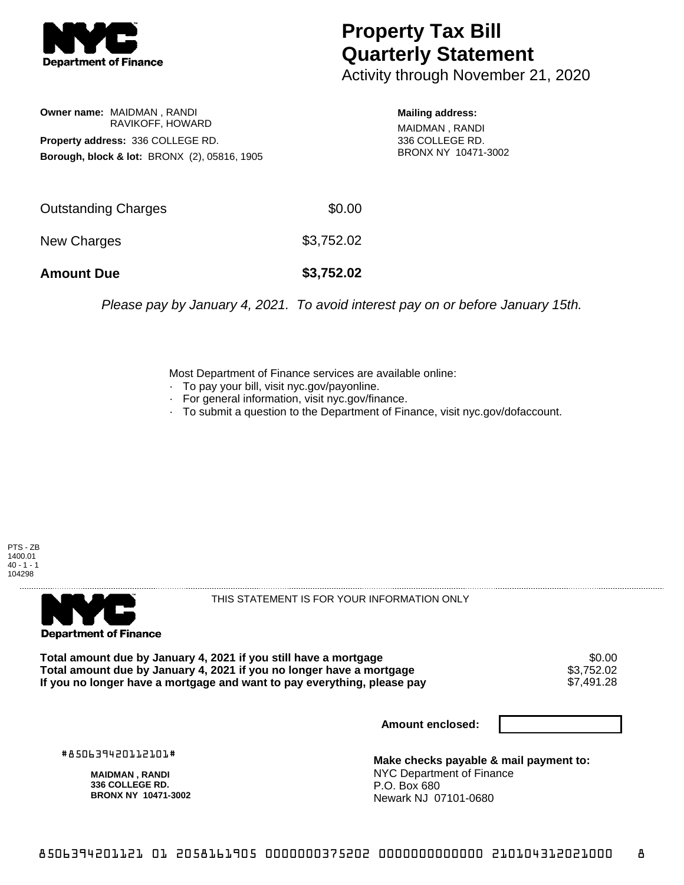# Property Tax Bill Quarterly Statement

Activity through November 21, 2020

**Owner name:** MAIDMAN , RANDI
RAVIKOFF, HOWARD

**Property address:** 336 COLLEGE RD.

**Borough, block & lot:** BRONX (2), 05816, 1905

**Mailing address:**
MAIDMAN , RANDI
336 COLLEGE RD.
BRONX NY 10471-3002

| | |
|---|---|
| Outstanding Charges | $0.00 |
| New Charges | $3,752.02 |
| **Amount Due** | **$3,752.02** |

*Please pay by January 4, 2021. To avoid interest pay on or before January 15th.*

Most Department of Finance services are available online:
- To pay your bill, visit nyc.gov/payonline.
- For general information, visit nyc.gov/finance.
- To submit a question to the Department of Finance, visit nyc.gov/dofaccount.

PTS - ZB
1400.01
40 - 1 - 1
104298

THIS STATEMENT IS FOR YOUR INFORMATION ONLY

| | |
|---|---|
| **Total amount due by January 4, 2021 if you still have a mortgage** | $0.00 |
| **Total amount due by January 4, 2021 if you no longer have a mortgage** | $3,752.02 |
| **If you no longer have a mortgage and want to pay everything, please pay** | $7,491.28 |

**Amount enclosed:**

#850639420112101#

**MAIDMAN , RANDI**
**336 COLLEGE RD.**
**BRONX NY 10471-3002**

**Make checks payable & mail payment to:**
NYC Department of Finance
P.O. Box 680
Newark NJ 07101-0680

8506394201121 01 2058161905 0000000375202 0000000000000 210104312021000 8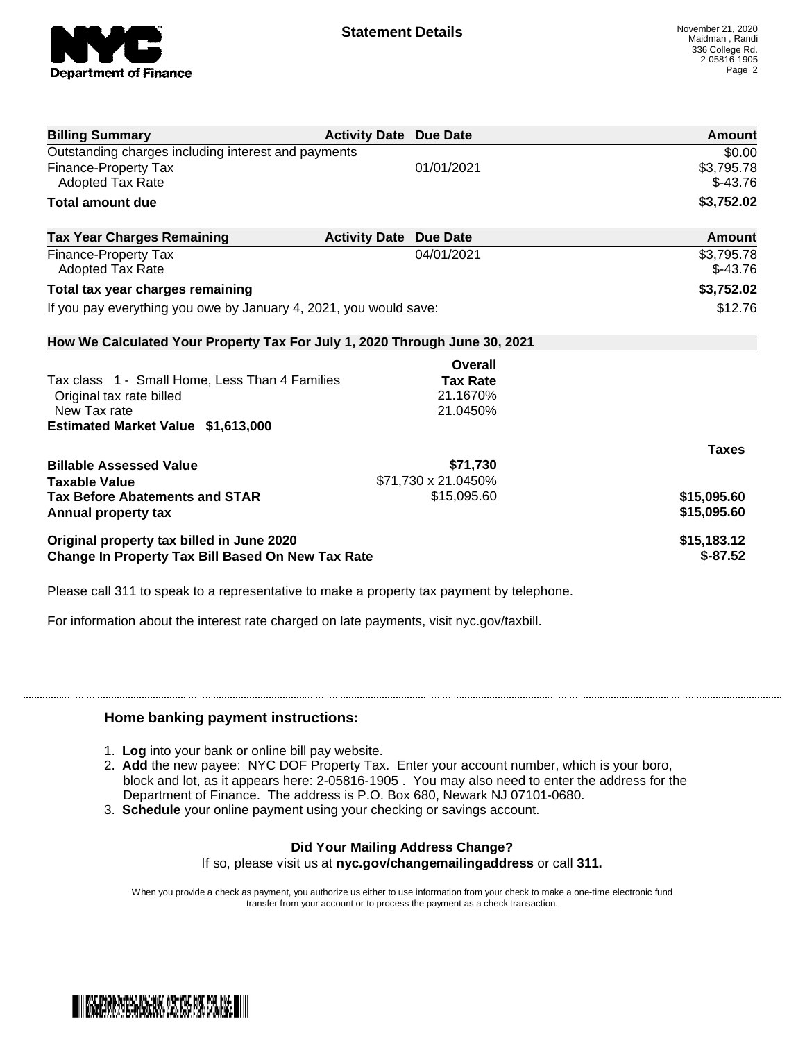**Statement Details**

November 21, 2020
Maidman , Randi
336 College Rd.
2-05816-1905

| Billing Summary | Activity Date | Due Date | Amount |
|---|---|---|---|
| Outstanding charges including interest and payments | | | $0.00 |
| Finance-Property Tax | | 01/01/2021 | $3,795.78 |
| Adopted Tax Rate | | | $-43.76 |
| **Total amount due** | | | **$3,752.02** |

| Tax Year Charges Remaining | Activity Date | Due Date | Amount |
|---|---|---|---|
| Finance-Property Tax | | 04/01/2021 | $3,795.78 |
| Adopted Tax Rate | | | $-43.76 |
| **Total tax year charges remaining** | | | **$3,752.02** |
| If you pay everything you owe by January 4, 2021, you would save: | | | $12.76 |

**How We Calculated Your Property Tax For July 1, 2020 Through June 30, 2021**

| | Overall Tax Rate | |
|---|---|---|
| Tax class 1 - Small Home, Less Than 4 Families | | |
| Original tax rate billed | 21.1670% | |
| New Tax rate | 21.0450% | |
| **Estimated Market Value $1,613,000** | | |
| | | **Taxes** |
| **Billable Assessed Value** | **$71,730** | |
| **Taxable Value** | $71,730 x 21.0450% | |
| **Tax Before Abatements and STAR** | $15,095.60 | **$15,095.60** |
| **Annual property tax** | | **$15,095.60** |
| **Original property tax billed in June 2020** | | **$15,183.12** |
| **Change In Property Tax Bill Based On New Tax Rate** | | **$-87.52** |

Please call 311 to speak to a representative to make a property tax payment by telephone.

For information about the interest rate charged on late payments, visit nyc.gov/taxbill.

## Home banking payment instructions:

1. **Log** into your bank or online bill pay website.
2. **Add** the new payee: NYC DOF Property Tax. Enter your account number, which is your boro, block and lot, as it appears here: 2-05816-1905 . You may also need to enter the address for the Department of Finance. The address is P.O. Box 680, Newark NJ 07101-0680.
3. **Schedule** your online payment using your checking or savings account.

**Did Your Mailing Address Change?**
If so, please visit us at **nyc.gov/changemailingaddress** or call **311.**

When you provide a check as payment, you authorize us either to use information from your check to make a one-time electronic fund transfer from your account or to process the payment as a check transaction.